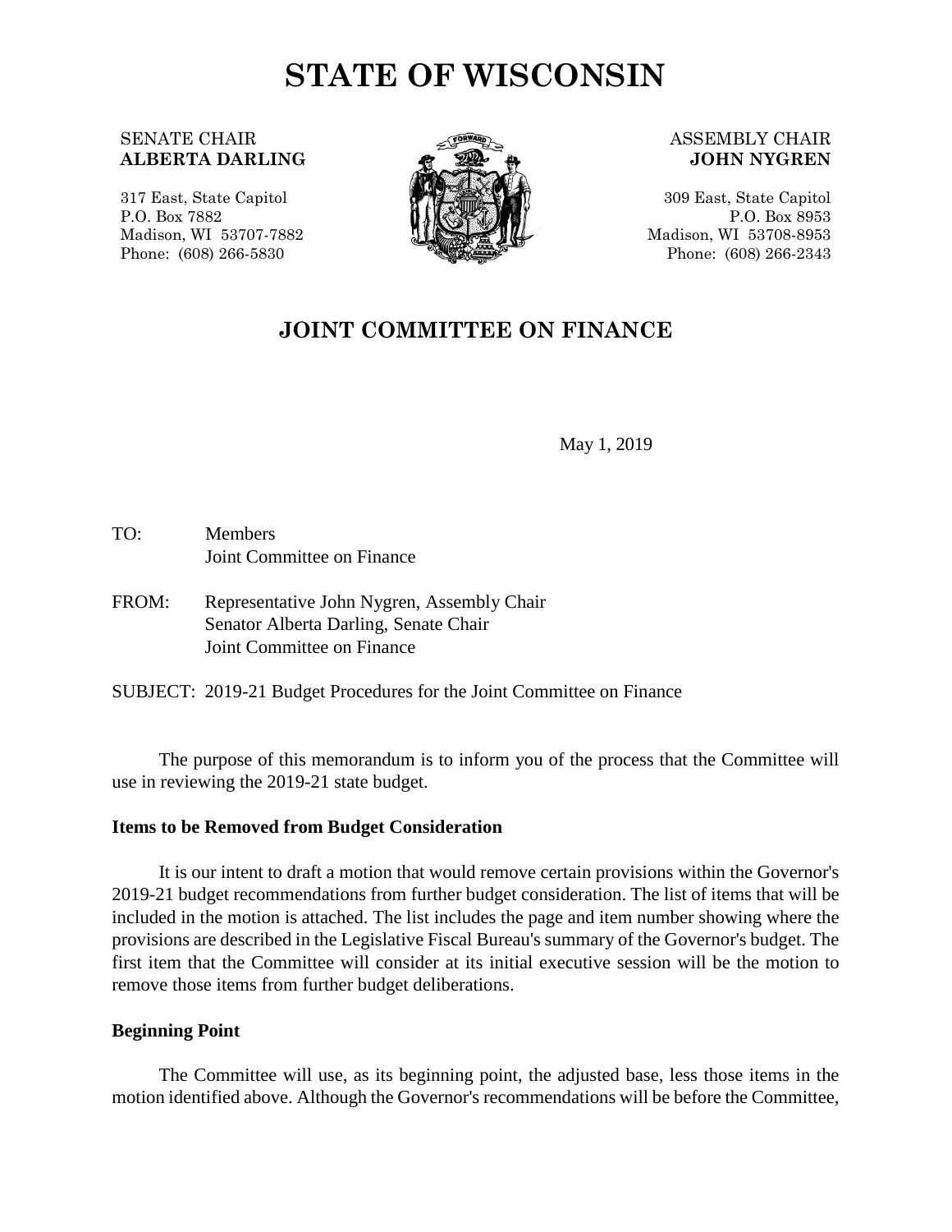# STATE OF WISCONSIN

SENATE CHAIR
**ALBERTA DARLING**

317 East, State Capitol
P.O. Box 7882
Madison, WI 53707-7882
Phone: (608) 266-5830

ASSEMBLY CHAIR
**JOHN NYGREN**

309 East, State Capitol
P.O. Box 8953
Madison, WI 53708-8953
Phone: (608) 266-2343

## JOINT COMMITTEE ON FINANCE

May 1, 2019

TO: Members
Joint Committee on Finance

FROM: Representative John Nygren, Assembly Chair
Senator Alberta Darling, Senate Chair
Joint Committee on Finance

SUBJECT: 2019-21 Budget Procedures for the Joint Committee on Finance

The purpose of this memorandum is to inform you of the process that the Committee will use in reviewing the 2019-21 state budget.

**Items to be Removed from Budget Consideration**

It is our intent to draft a motion that would remove certain provisions within the Governor's 2019-21 budget recommendations from further budget consideration. The list of items that will be included in the motion is attached. The list includes the page and item number showing where the provisions are described in the Legislative Fiscal Bureau's summary of the Governor's budget. The first item that the Committee will consider at its initial executive session will be the motion to remove those items from further budget deliberations.

**Beginning Point**

The Committee will use, as its beginning point, the adjusted base, less those items in the motion identified above. Although the Governor's recommendations will be before the Committee,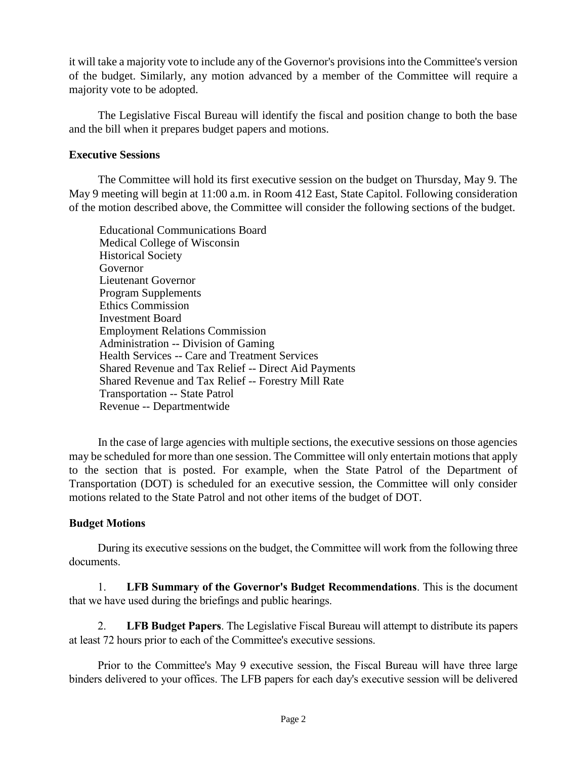it will take a majority vote to include any of the Governor's provisions into the Committee's version of the budget. Similarly, any motion advanced by a member of the Committee will require a majority vote to be adopted.

The Legislative Fiscal Bureau will identify the fiscal and position change to both the base and the bill when it prepares budget papers and motions.

**Executive Sessions**

The Committee will hold its first executive session on the budget on Thursday, May 9. The May 9 meeting will begin at 11:00 a.m. in Room 412 East, State Capitol. Following consideration of the motion described above, the Committee will consider the following sections of the budget.

Educational Communications Board
Medical College of Wisconsin
Historical Society
Governor
Lieutenant Governor
Program Supplements
Ethics Commission
Investment Board
Employment Relations Commission
Administration -- Division of Gaming
Health Services -- Care and Treatment Services
Shared Revenue and Tax Relief -- Direct Aid Payments
Shared Revenue and Tax Relief -- Forestry Mill Rate
Transportation -- State Patrol
Revenue -- Departmentwide

In the case of large agencies with multiple sections, the executive sessions on those agencies may be scheduled for more than one session. The Committee will only entertain motions that apply to the section that is posted. For example, when the State Patrol of the Department of Transportation (DOT) is scheduled for an executive session, the Committee will only consider motions related to the State Patrol and not other items of the budget of DOT.

**Budget Motions**

During its executive sessions on the budget, the Committee will work from the following three documents.

1. **LFB Summary of the Governor's Budget Recommendations**. This is the document that we have used during the briefings and public hearings.

2. **LFB Budget Papers**. The Legislative Fiscal Bureau will attempt to distribute its papers at least 72 hours prior to each of the Committee's executive sessions.

Prior to the Committee's May 9 executive session, the Fiscal Bureau will have three large binders delivered to your offices. The LFB papers for each day's executive session will be delivered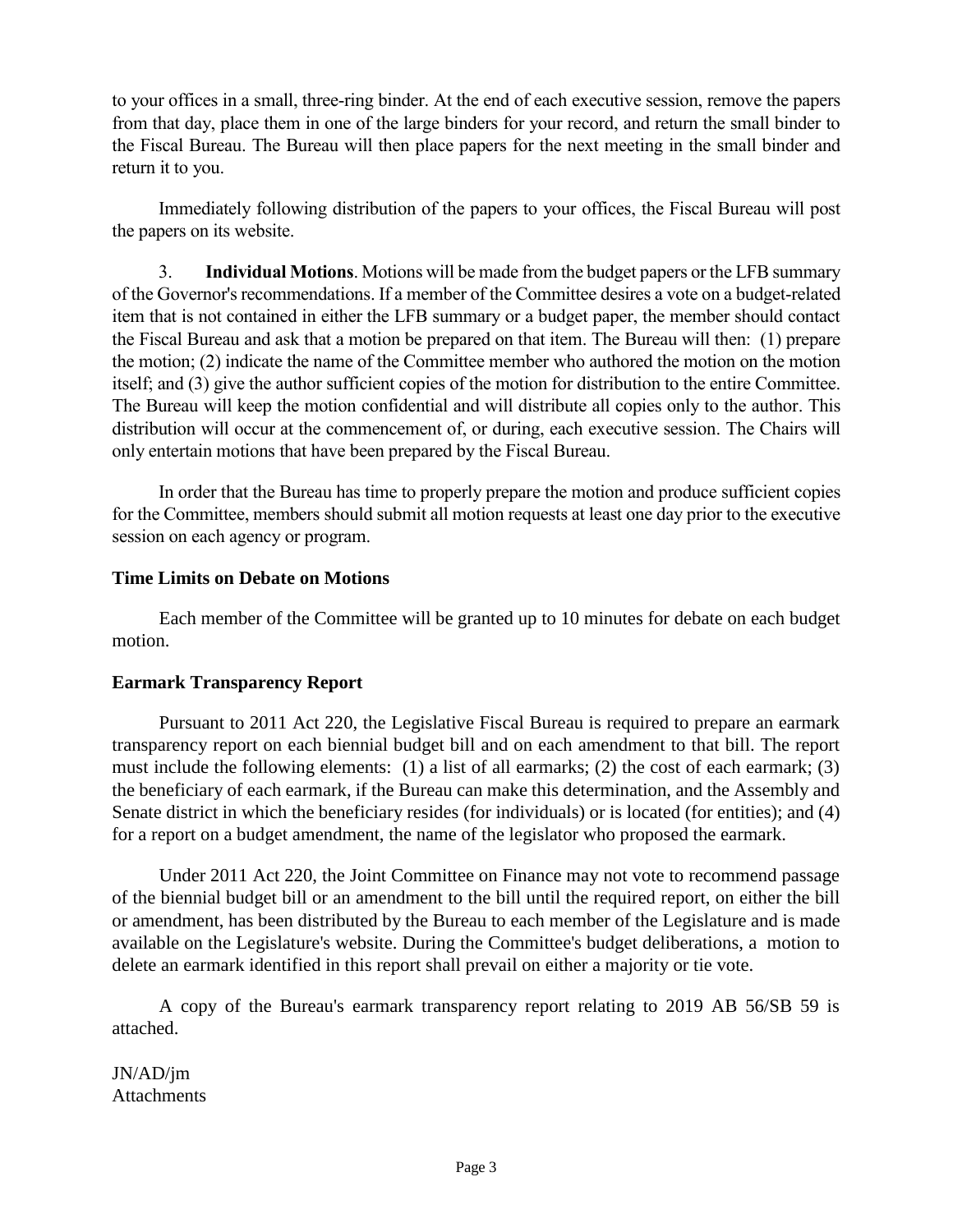to your offices in a small, three-ring binder. At the end of each executive session, remove the papers from that day, place them in one of the large binders for your record, and return the small binder to the Fiscal Bureau. The Bureau will then place papers for the next meeting in the small binder and return it to you.

Immediately following distribution of the papers to your offices, the Fiscal Bureau will post the papers on its website.

3. **Individual Motions**. Motions will be made from the budget papers or the LFB summary of the Governor's recommendations. If a member of the Committee desires a vote on a budget-related item that is not contained in either the LFB summary or a budget paper, the member should contact the Fiscal Bureau and ask that a motion be prepared on that item. The Bureau will then: (1) prepare the motion; (2) indicate the name of the Committee member who authored the motion on the motion itself; and (3) give the author sufficient copies of the motion for distribution to the entire Committee. The Bureau will keep the motion confidential and will distribute all copies only to the author. This distribution will occur at the commencement of, or during, each executive session. The Chairs will only entertain motions that have been prepared by the Fiscal Bureau.

In order that the Bureau has time to properly prepare the motion and produce sufficient copies for the Committee, members should submit all motion requests at least one day prior to the executive session on each agency or program.

### Time Limits on Debate on Motions

Each member of the Committee will be granted up to 10 minutes for debate on each budget motion.

### Earmark Transparency Report

Pursuant to 2011 Act 220, the Legislative Fiscal Bureau is required to prepare an earmark transparency report on each biennial budget bill and on each amendment to that bill. The report must include the following elements: (1) a list of all earmarks; (2) the cost of each earmark; (3) the beneficiary of each earmark, if the Bureau can make this determination, and the Assembly and Senate district in which the beneficiary resides (for individuals) or is located (for entities); and (4) for a report on a budget amendment, the name of the legislator who proposed the earmark.

Under 2011 Act 220, the Joint Committee on Finance may not vote to recommend passage of the biennial budget bill or an amendment to the bill until the required report, on either the bill or amendment, has been distributed by the Bureau to each member of the Legislature and is made available on the Legislature's website. During the Committee's budget deliberations, a motion to delete an earmark identified in this report shall prevail on either a majority or tie vote.

A copy of the Bureau's earmark transparency report relating to 2019 AB 56/SB 59 is attached.

JN/AD/jm
Attachments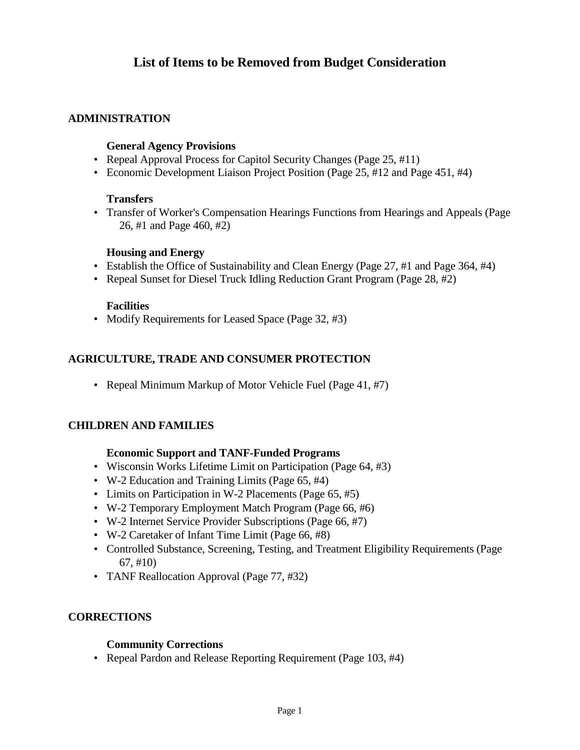# List of Items to be Removed from Budget Consideration

## ADMINISTRATION

### General Agency Provisions

- Repeal Approval Process for Capitol Security Changes (Page 25, #11)
- Economic Development Liaison Project Position (Page 25, #12 and Page 451, #4)

### Transfers

- Transfer of Worker's Compensation Hearings Functions from Hearings and Appeals (Page 26, #1 and Page 460, #2)

### Housing and Energy

- Establish the Office of Sustainability and Clean Energy (Page 27, #1 and Page 364, #4)
- Repeal Sunset for Diesel Truck Idling Reduction Grant Program (Page 28, #2)

### Facilities

- Modify Requirements for Leased Space (Page 32, #3)

## AGRICULTURE, TRADE AND CONSUMER PROTECTION

- Repeal Minimum Markup of Motor Vehicle Fuel (Page 41, #7)

## CHILDREN AND FAMILIES

### Economic Support and TANF-Funded Programs

- Wisconsin Works Lifetime Limit on Participation (Page 64, #3)
- W-2 Education and Training Limits (Page 65, #4)
- Limits on Participation in W-2 Placements (Page 65, #5)
- W-2 Temporary Employment Match Program (Page 66, #6)
- W-2 Internet Service Provider Subscriptions (Page 66, #7)
- W-2 Caretaker of Infant Time Limit (Page 66, #8)
- Controlled Substance, Screening, Testing, and Treatment Eligibility Requirements (Page 67, #10)
- TANF Reallocation Approval (Page 77, #32)

## CORRECTIONS

### Community Corrections

- Repeal Pardon and Release Reporting Requirement (Page 103, #4)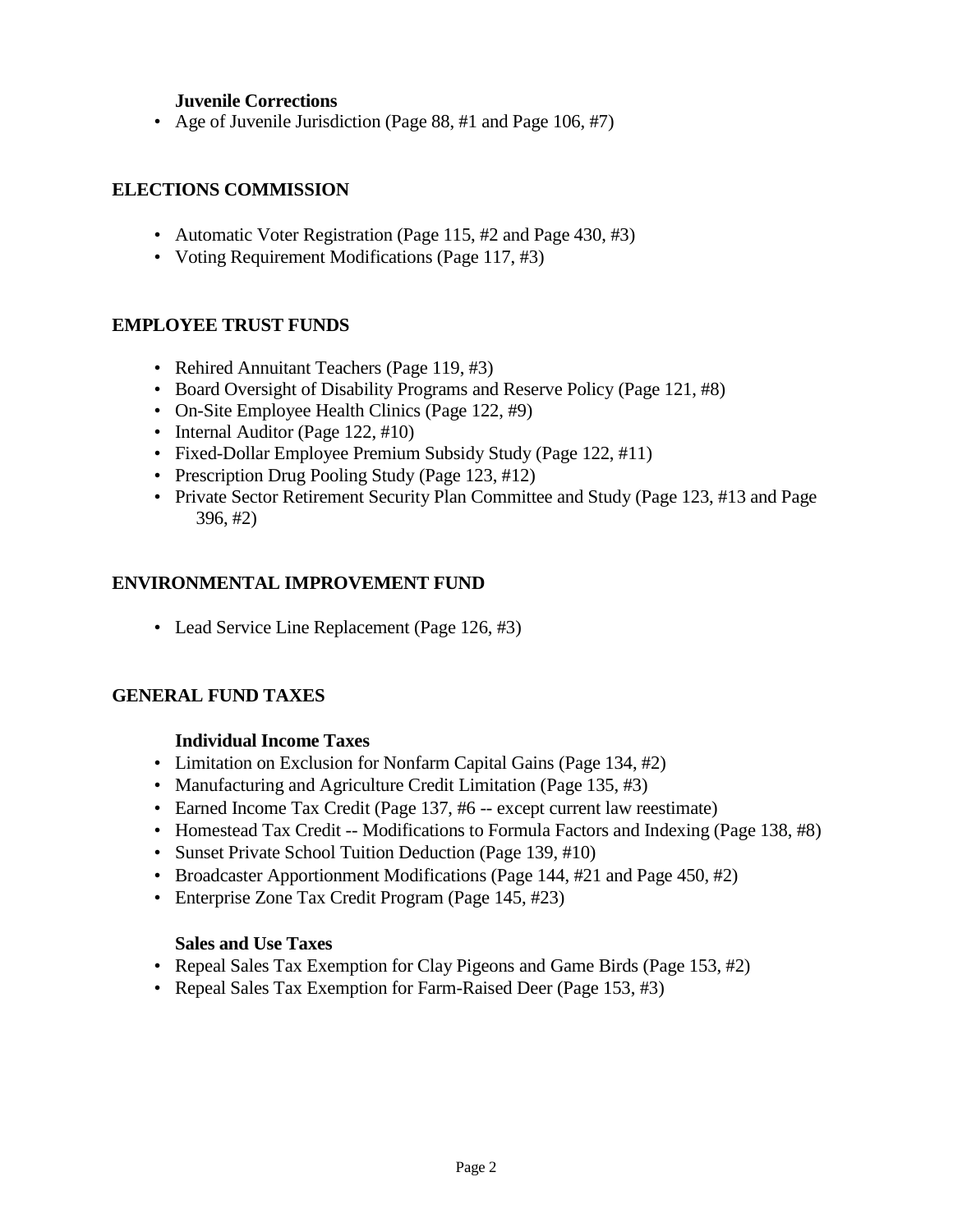### Juvenile Corrections

- Age of Juvenile Jurisdiction (Page 88, #1 and Page 106, #7)

## ELECTIONS COMMISSION

- Automatic Voter Registration (Page 115, #2 and Page 430, #3)
- Voting Requirement Modifications (Page 117, #3)

## EMPLOYEE TRUST FUNDS

- Rehired Annuitant Teachers (Page 119, #3)
- Board Oversight of Disability Programs and Reserve Policy (Page 121, #8)
- On-Site Employee Health Clinics (Page 122, #9)
- Internal Auditor (Page 122, #10)
- Fixed-Dollar Employee Premium Subsidy Study (Page 122, #11)
- Prescription Drug Pooling Study (Page 123, #12)
- Private Sector Retirement Security Plan Committee and Study (Page 123, #13 and Page 396, #2)

## ENVIRONMENTAL IMPROVEMENT FUND

- Lead Service Line Replacement (Page 126, #3)

## GENERAL FUND TAXES

### Individual Income Taxes

- Limitation on Exclusion for Nonfarm Capital Gains (Page 134, #2)
- Manufacturing and Agriculture Credit Limitation (Page 135, #3)
- Earned Income Tax Credit (Page 137, #6 -- except current law reestimate)
- Homestead Tax Credit -- Modifications to Formula Factors and Indexing (Page 138, #8)
- Sunset Private School Tuition Deduction (Page 139, #10)
- Broadcaster Apportionment Modifications (Page 144, #21 and Page 450, #2)
- Enterprise Zone Tax Credit Program (Page 145, #23)

### Sales and Use Taxes

- Repeal Sales Tax Exemption for Clay Pigeons and Game Birds (Page 153, #2)
- Repeal Sales Tax Exemption for Farm-Raised Deer (Page 153, #3)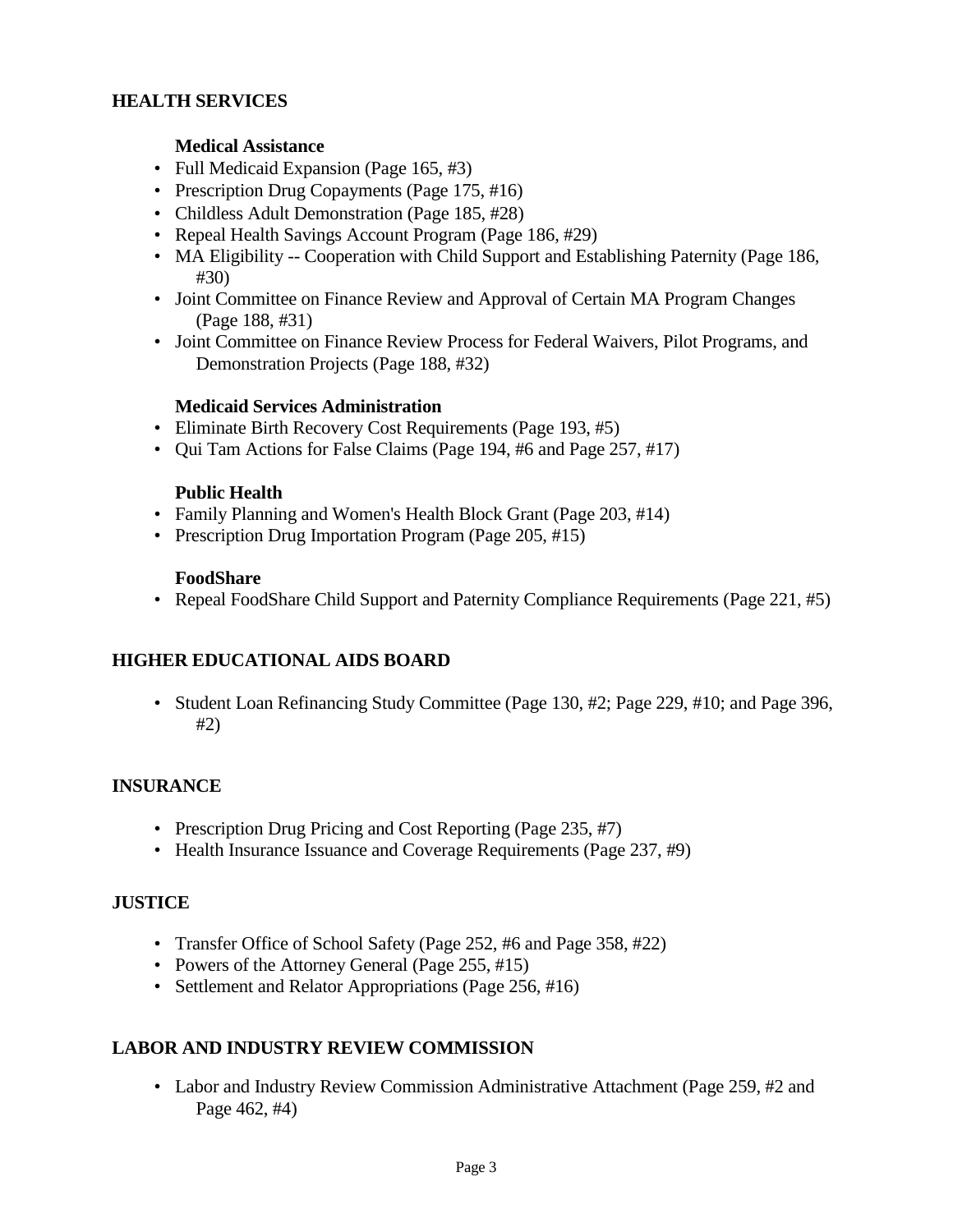## HEALTH SERVICES

### Medical Assistance

- Full Medicaid Expansion (Page 165, #3)
- Prescription Drug Copayments (Page 175, #16)
- Childless Adult Demonstration (Page 185, #28)
- Repeal Health Savings Account Program (Page 186, #29)
- MA Eligibility -- Cooperation with Child Support and Establishing Paternity (Page 186, #30)
- Joint Committee on Finance Review and Approval of Certain MA Program Changes (Page 188, #31)
- Joint Committee on Finance Review Process for Federal Waivers, Pilot Programs, and Demonstration Projects (Page 188, #32)

### Medicaid Services Administration

- Eliminate Birth Recovery Cost Requirements (Page 193, #5)
- Qui Tam Actions for False Claims (Page 194, #6 and Page 257, #17)

### Public Health

- Family Planning and Women's Health Block Grant (Page 203, #14)
- Prescription Drug Importation Program (Page 205, #15)

### FoodShare

- Repeal FoodShare Child Support and Paternity Compliance Requirements (Page 221, #5)

## HIGHER EDUCATIONAL AIDS BOARD

- Student Loan Refinancing Study Committee (Page 130, #2; Page 229, #10; and Page 396, #2)

## INSURANCE

- Prescription Drug Pricing and Cost Reporting (Page 235, #7)
- Health Insurance Issuance and Coverage Requirements (Page 237, #9)

## JUSTICE

- Transfer Office of School Safety (Page 252, #6 and Page 358, #22)
- Powers of the Attorney General (Page 255, #15)
- Settlement and Relator Appropriations (Page 256, #16)

## LABOR AND INDUSTRY REVIEW COMMISSION

- Labor and Industry Review Commission Administrative Attachment (Page 259, #2 and Page 462, #4)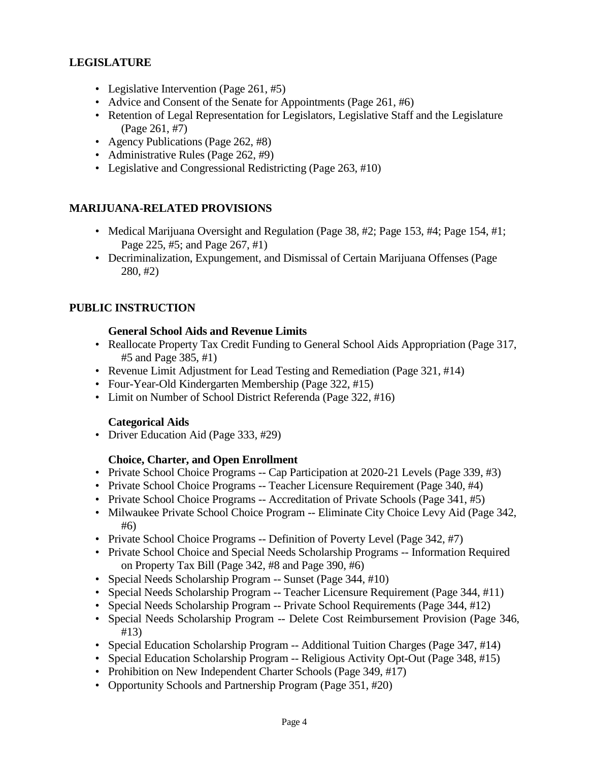## LEGISLATURE

- Legislative Intervention (Page 261, #5)
- Advice and Consent of the Senate for Appointments (Page 261, #6)
- Retention of Legal Representation for Legislators, Legislative Staff and the Legislature (Page 261, #7)
- Agency Publications (Page 262, #8)
- Administrative Rules (Page 262, #9)
- Legislative and Congressional Redistricting (Page 263, #10)

## MARIJUANA-RELATED PROVISIONS

- Medical Marijuana Oversight and Regulation (Page 38, #2; Page 153, #4; Page 154, #1; Page 225, #5; and Page 267, #1)
- Decriminalization, Expungement, and Dismissal of Certain Marijuana Offenses (Page 280, #2)

## PUBLIC INSTRUCTION

### General School Aids and Revenue Limits

- Reallocate Property Tax Credit Funding to General School Aids Appropriation (Page 317, #5 and Page 385, #1)
- Revenue Limit Adjustment for Lead Testing and Remediation (Page 321, #14)
- Four-Year-Old Kindergarten Membership (Page 322, #15)
- Limit on Number of School District Referenda (Page 322, #16)

### Categorical Aids

- Driver Education Aid (Page 333, #29)

### Choice, Charter, and Open Enrollment

- Private School Choice Programs -- Cap Participation at 2020-21 Levels (Page 339, #3)
- Private School Choice Programs -- Teacher Licensure Requirement (Page 340, #4)
- Private School Choice Programs -- Accreditation of Private Schools (Page 341, #5)
- Milwaukee Private School Choice Program -- Eliminate City Choice Levy Aid (Page 342, #6)
- Private School Choice Programs -- Definition of Poverty Level (Page 342, #7)
- Private School Choice and Special Needs Scholarship Programs -- Information Required on Property Tax Bill (Page 342, #8 and Page 390, #6)
- Special Needs Scholarship Program -- Sunset (Page 344, #10)
- Special Needs Scholarship Program -- Teacher Licensure Requirement (Page 344, #11)
- Special Needs Scholarship Program -- Private School Requirements (Page 344, #12)
- Special Needs Scholarship Program -- Delete Cost Reimbursement Provision (Page 346, #13)
- Special Education Scholarship Program -- Additional Tuition Charges (Page 347, #14)
- Special Education Scholarship Program -- Religious Activity Opt-Out (Page 348, #15)
- Prohibition on New Independent Charter Schools (Page 349, #17)
- Opportunity Schools and Partnership Program (Page 351, #20)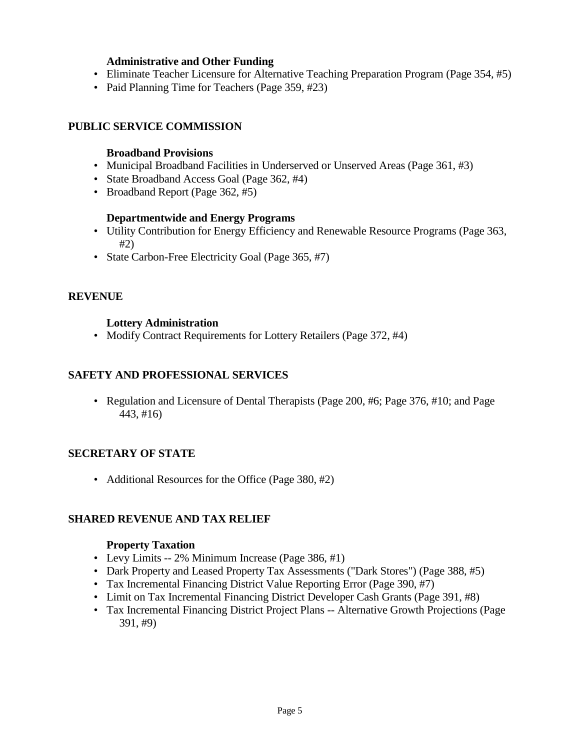### Administrative and Other Funding

- Eliminate Teacher Licensure for Alternative Teaching Preparation Program (Page 354, #5)
- Paid Planning Time for Teachers (Page 359, #23)

## PUBLIC SERVICE COMMISSION

### Broadband Provisions

- Municipal Broadband Facilities in Underserved or Unserved Areas (Page 361, #3)
- State Broadband Access Goal (Page 362, #4)
- Broadband Report (Page 362, #5)

### Departmentwide and Energy Programs

- Utility Contribution for Energy Efficiency and Renewable Resource Programs (Page 363, #2)
- State Carbon-Free Electricity Goal (Page 365, #7)

## REVENUE

### Lottery Administration

- Modify Contract Requirements for Lottery Retailers (Page 372, #4)

## SAFETY AND PROFESSIONAL SERVICES

- Regulation and Licensure of Dental Therapists (Page 200, #6; Page 376, #10; and Page 443, #16)

## SECRETARY OF STATE

- Additional Resources for the Office (Page 380, #2)

## SHARED REVENUE AND TAX RELIEF

### Property Taxation

- Levy Limits -- 2% Minimum Increase (Page 386, #1)
- Dark Property and Leased Property Tax Assessments ("Dark Stores") (Page 388, #5)
- Tax Incremental Financing District Value Reporting Error (Page 390, #7)
- Limit on Tax Incremental Financing District Developer Cash Grants (Page 391, #8)
- Tax Incremental Financing District Project Plans -- Alternative Growth Projections (Page 391, #9)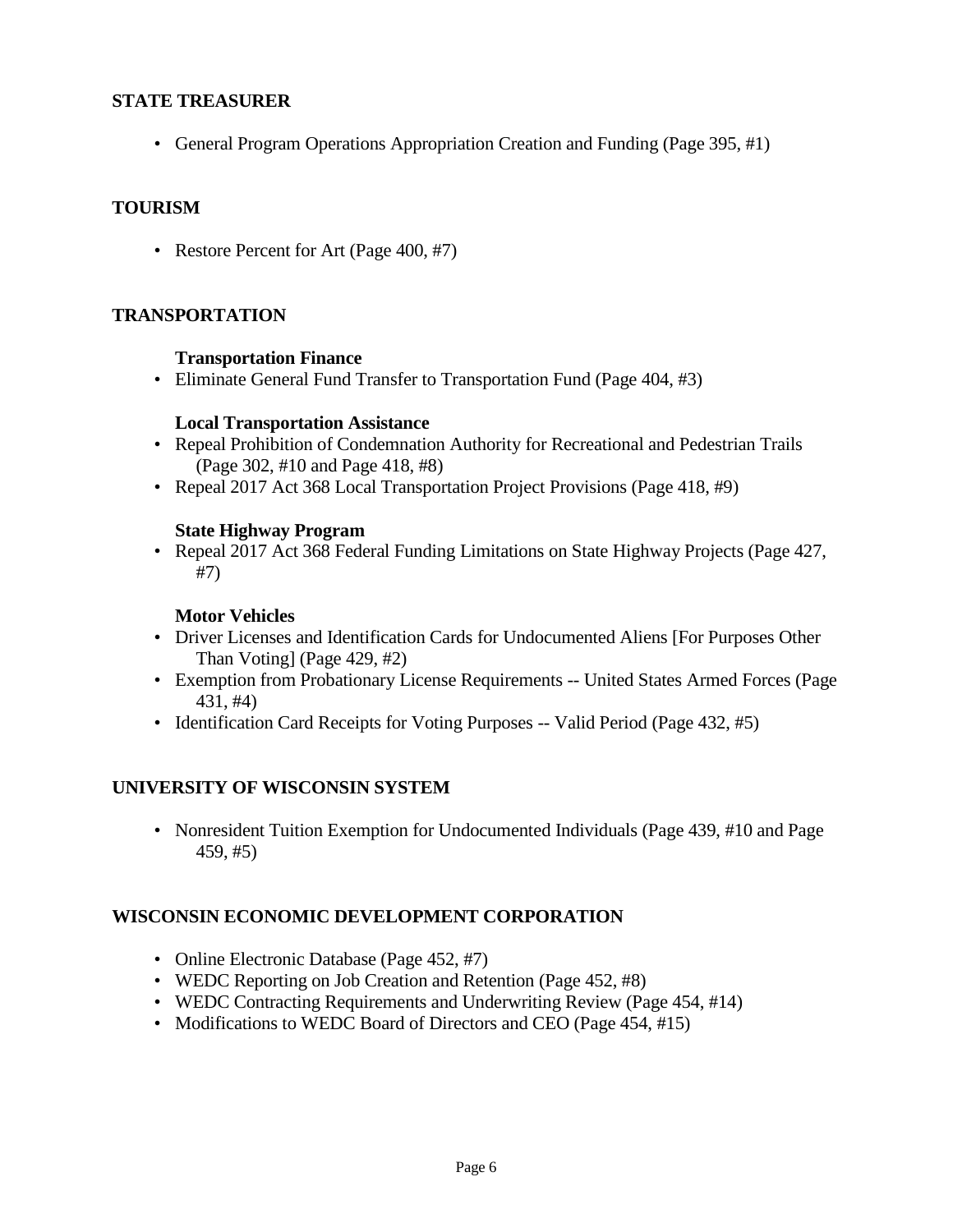## STATE TREASURER

- General Program Operations Appropriation Creation and Funding (Page 395, #1)

## TOURISM

- Restore Percent for Art (Page 400, #7)

## TRANSPORTATION

**Transportation Finance**

- Eliminate General Fund Transfer to Transportation Fund (Page 404, #3)

**Local Transportation Assistance**

- Repeal Prohibition of Condemnation Authority for Recreational and Pedestrian Trails (Page 302, #10 and Page 418, #8)
- Repeal 2017 Act 368 Local Transportation Project Provisions (Page 418, #9)

**State Highway Program**

- Repeal 2017 Act 368 Federal Funding Limitations on State Highway Projects (Page 427, #7)

**Motor Vehicles**

- Driver Licenses and Identification Cards for Undocumented Aliens [For Purposes Other Than Voting] (Page 429, #2)
- Exemption from Probationary License Requirements -- United States Armed Forces (Page 431, #4)
- Identification Card Receipts for Voting Purposes -- Valid Period (Page 432, #5)

## UNIVERSITY OF WISCONSIN SYSTEM

- Nonresident Tuition Exemption for Undocumented Individuals (Page 439, #10 and Page 459, #5)

## WISCONSIN ECONOMIC DEVELOPMENT CORPORATION

- Online Electronic Database (Page 452, #7)
- WEDC Reporting on Job Creation and Retention (Page 452, #8)
- WEDC Contracting Requirements and Underwriting Review (Page 454, #14)
- Modifications to WEDC Board of Directors and CEO (Page 454, #15)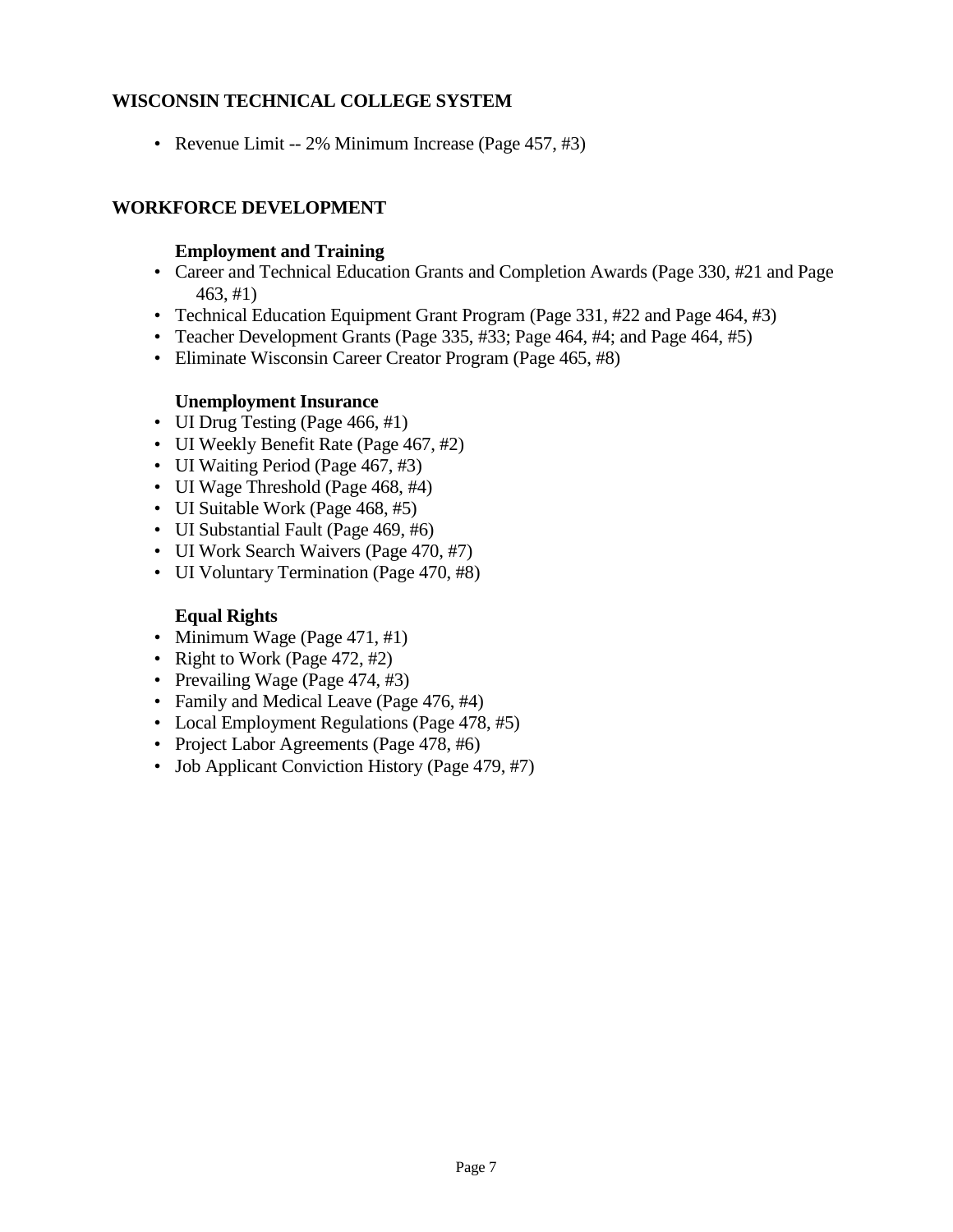## WISCONSIN TECHNICAL COLLEGE SYSTEM

- Revenue Limit -- 2% Minimum Increase (Page 457, #3)

## WORKFORCE DEVELOPMENT

### Employment and Training

- Career and Technical Education Grants and Completion Awards (Page 330, #21 and Page 463, #1)
- Technical Education Equipment Grant Program (Page 331, #22 and Page 464, #3)
- Teacher Development Grants (Page 335, #33; Page 464, #4; and Page 464, #5)
- Eliminate Wisconsin Career Creator Program (Page 465, #8)

### Unemployment Insurance

- UI Drug Testing (Page 466, #1)
- UI Weekly Benefit Rate (Page 467, #2)
- UI Waiting Period (Page 467, #3)
- UI Wage Threshold (Page 468, #4)
- UI Suitable Work (Page 468, #5)
- UI Substantial Fault (Page 469, #6)
- UI Work Search Waivers (Page 470, #7)
- UI Voluntary Termination (Page 470, #8)

### Equal Rights

- Minimum Wage (Page 471, #1)
- Right to Work (Page 472, #2)
- Prevailing Wage (Page 474, #3)
- Family and Medical Leave (Page 476, #4)
- Local Employment Regulations (Page 478, #5)
- Project Labor Agreements (Page 478, #6)
- Job Applicant Conviction History (Page 479, #7)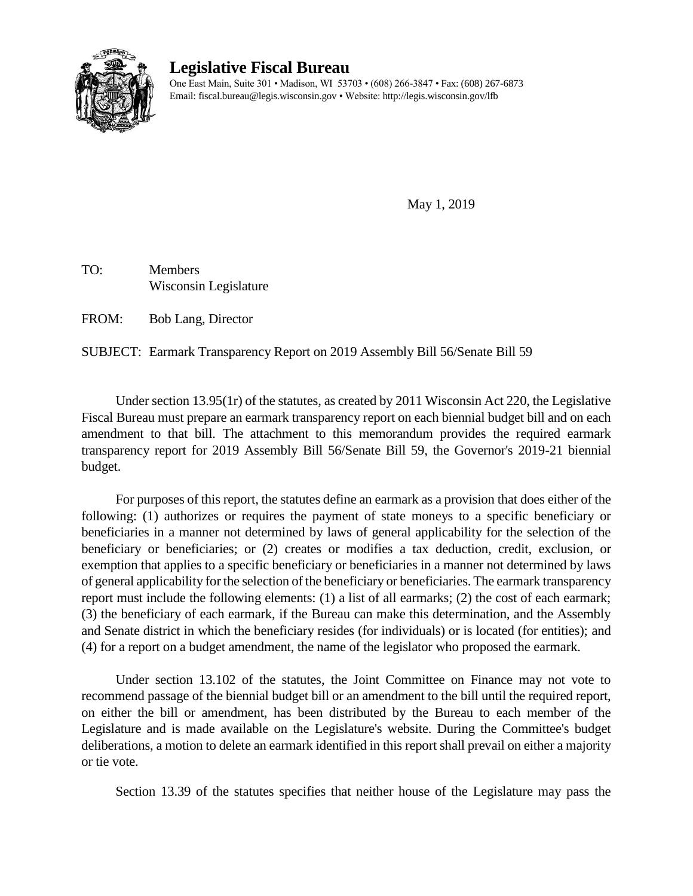# Legislative Fiscal Bureau

One East Main, Suite 301 • Madison, WI 53703 • (608) 266-3847 • Fax: (608) 267-6873
Email: fiscal.bureau@legis.wisconsin.gov • Website: http://legis.wisconsin.gov/lfb

May 1, 2019

TO: Members
Wisconsin Legislature

FROM: Bob Lang, Director

SUBJECT: Earmark Transparency Report on 2019 Assembly Bill 56/Senate Bill 59

Under section 13.95(1r) of the statutes, as created by 2011 Wisconsin Act 220, the Legislative Fiscal Bureau must prepare an earmark transparency report on each biennial budget bill and on each amendment to that bill. The attachment to this memorandum provides the required earmark transparency report for 2019 Assembly Bill 56/Senate Bill 59, the Governor's 2019-21 biennial budget.

For purposes of this report, the statutes define an earmark as a provision that does either of the following: (1) authorizes or requires the payment of state moneys to a specific beneficiary or beneficiaries in a manner not determined by laws of general applicability for the selection of the beneficiary or beneficiaries; or (2) creates or modifies a tax deduction, credit, exclusion, or exemption that applies to a specific beneficiary or beneficiaries in a manner not determined by laws of general applicability for the selection of the beneficiary or beneficiaries. The earmark transparency report must include the following elements: (1) a list of all earmarks; (2) the cost of each earmark; (3) the beneficiary of each earmark, if the Bureau can make this determination, and the Assembly and Senate district in which the beneficiary resides (for individuals) or is located (for entities); and (4) for a report on a budget amendment, the name of the legislator who proposed the earmark.

Under section 13.102 of the statutes, the Joint Committee on Finance may not vote to recommend passage of the biennial budget bill or an amendment to the bill until the required report, on either the bill or amendment, has been distributed by the Bureau to each member of the Legislature and is made available on the Legislature's website. During the Committee's budget deliberations, a motion to delete an earmark identified in this report shall prevail on either a majority or tie vote.

Section 13.39 of the statutes specifies that neither house of the Legislature may pass the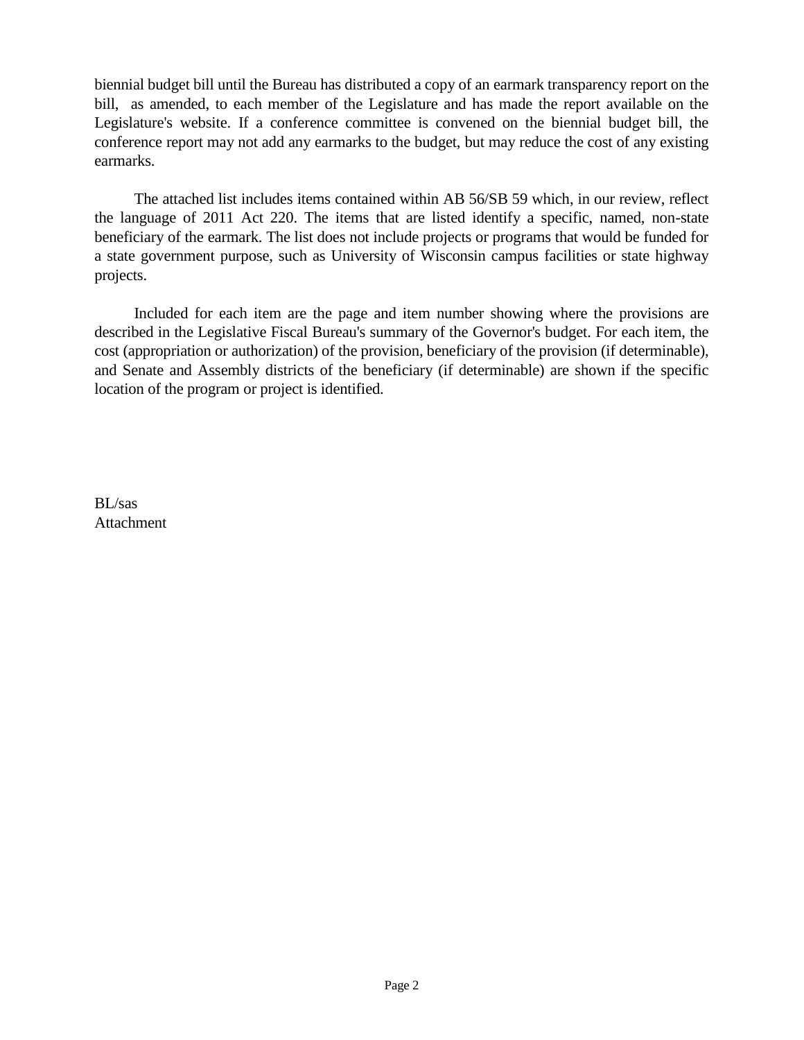biennial budget bill until the Bureau has distributed a copy of an earmark transparency report on the bill, as amended, to each member of the Legislature and has made the report available on the Legislature's website. If a conference committee is convened on the biennial budget bill, the conference report may not add any earmarks to the budget, but may reduce the cost of any existing earmarks.

The attached list includes items contained within AB 56/SB 59 which, in our review, reflect the language of 2011 Act 220. The items that are listed identify a specific, named, non-state beneficiary of the earmark. The list does not include projects or programs that would be funded for a state government purpose, such as University of Wisconsin campus facilities or state highway projects.

Included for each item are the page and item number showing where the provisions are described in the Legislative Fiscal Bureau's summary of the Governor's budget. For each item, the cost (appropriation or authorization) of the provision, beneficiary of the provision (if determinable), and Senate and Assembly districts of the beneficiary (if determinable) are shown if the specific location of the program or project is identified.

BL/sas
Attachment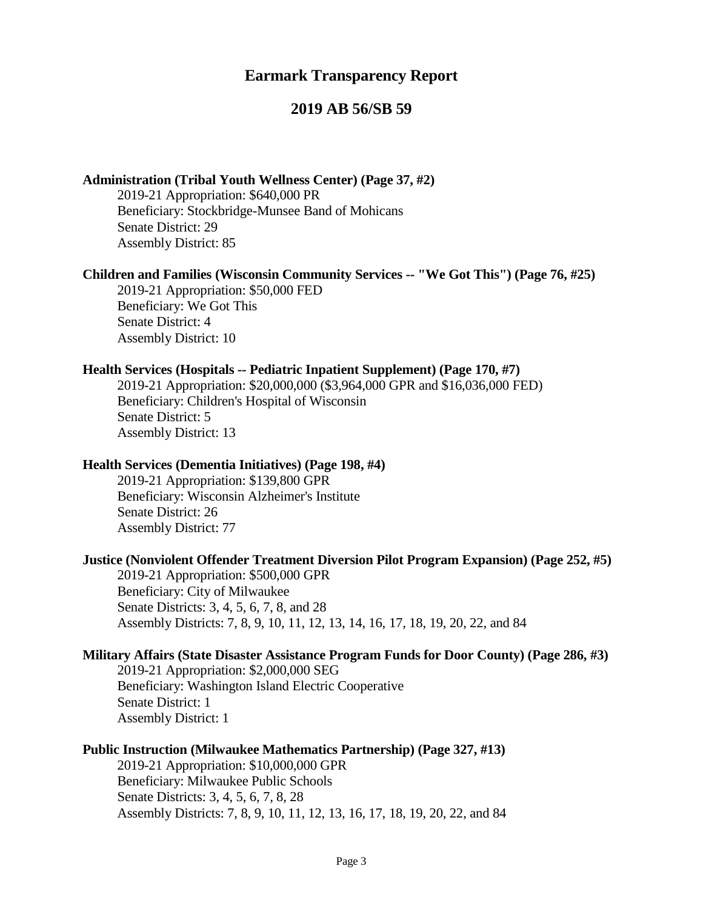# Earmark Transparency Report

## 2019 AB 56/SB 59

**Administration (Tribal Youth Wellness Center) (Page 37, #2)**

2019-21 Appropriation: $640,000 PR
Beneficiary: Stockbridge-Munsee Band of Mohicans
Senate District: 29
Assembly District: 85

**Children and Families (Wisconsin Community Services -- "We Got This") (Page 76, #25)**

2019-21 Appropriation: $50,000 FED
Beneficiary: We Got This
Senate District: 4
Assembly District: 10

**Health Services (Hospitals -- Pediatric Inpatient Supplement) (Page 170, #7)**

2019-21 Appropriation: $20,000,000 ($3,964,000 GPR and $16,036,000 FED)
Beneficiary: Children's Hospital of Wisconsin
Senate District: 5
Assembly District: 13

**Health Services (Dementia Initiatives) (Page 198, #4)**

2019-21 Appropriation: $139,800 GPR
Beneficiary: Wisconsin Alzheimer's Institute
Senate District: 26
Assembly District: 77

**Justice (Nonviolent Offender Treatment Diversion Pilot Program Expansion) (Page 252, #5)**

2019-21 Appropriation: $500,000 GPR
Beneficiary: City of Milwaukee
Senate Districts: 3, 4, 5, 6, 7, 8, and 28
Assembly Districts: 7, 8, 9, 10, 11, 12, 13, 14, 16, 17, 18, 19, 20, 22, and 84

**Military Affairs (State Disaster Assistance Program Funds for Door County) (Page 286, #3)**

2019-21 Appropriation: $2,000,000 SEG
Beneficiary: Washington Island Electric Cooperative
Senate District: 1
Assembly District: 1

**Public Instruction (Milwaukee Mathematics Partnership) (Page 327, #13)**

2019-21 Appropriation: $10,000,000 GPR
Beneficiary: Milwaukee Public Schools
Senate Districts: 3, 4, 5, 6, 7, 8, 28
Assembly Districts: 7, 8, 9, 10, 11, 12, 13, 16, 17, 18, 19, 20, 22, and 84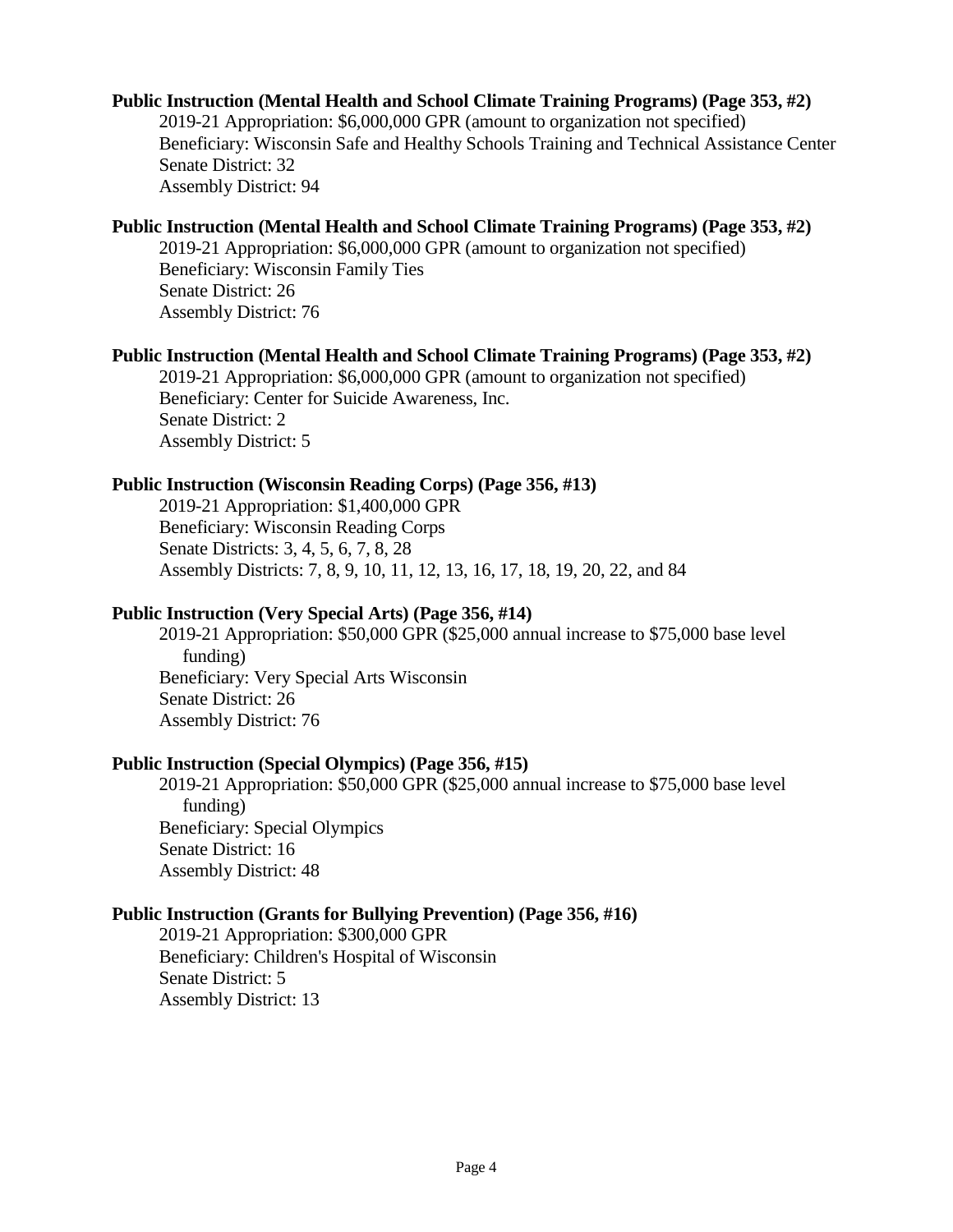**Public Instruction (Mental Health and School Climate Training Programs) (Page 353, #2)**

2019-21 Appropriation: $6,000,000 GPR (amount to organization not specified)
Beneficiary: Wisconsin Safe and Healthy Schools Training and Technical Assistance Center
Senate District: 32
Assembly District: 94

**Public Instruction (Mental Health and School Climate Training Programs) (Page 353, #2)**

2019-21 Appropriation: $6,000,000 GPR (amount to organization not specified)
Beneficiary: Wisconsin Family Ties
Senate District: 26
Assembly District: 76

**Public Instruction (Mental Health and School Climate Training Programs) (Page 353, #2)**

2019-21 Appropriation: $6,000,000 GPR (amount to organization not specified)
Beneficiary: Center for Suicide Awareness, Inc.
Senate District: 2
Assembly District: 5

**Public Instruction (Wisconsin Reading Corps) (Page 356, #13)**

2019-21 Appropriation: $1,400,000 GPR
Beneficiary: Wisconsin Reading Corps
Senate Districts: 3, 4, 5, 6, 7, 8, 28
Assembly Districts: 7, 8, 9, 10, 11, 12, 13, 16, 17, 18, 19, 20, 22, and 84

**Public Instruction (Very Special Arts) (Page 356, #14)**

2019-21 Appropriation: $50,000 GPR ($25,000 annual increase to $75,000 base level funding)
Beneficiary: Very Special Arts Wisconsin
Senate District: 26
Assembly District: 76

**Public Instruction (Special Olympics) (Page 356, #15)**

2019-21 Appropriation: $50,000 GPR ($25,000 annual increase to $75,000 base level funding)
Beneficiary: Special Olympics
Senate District: 16
Assembly District: 48

**Public Instruction (Grants for Bullying Prevention) (Page 356, #16)**

2019-21 Appropriation: $300,000 GPR
Beneficiary: Children's Hospital of Wisconsin
Senate District: 5
Assembly District: 13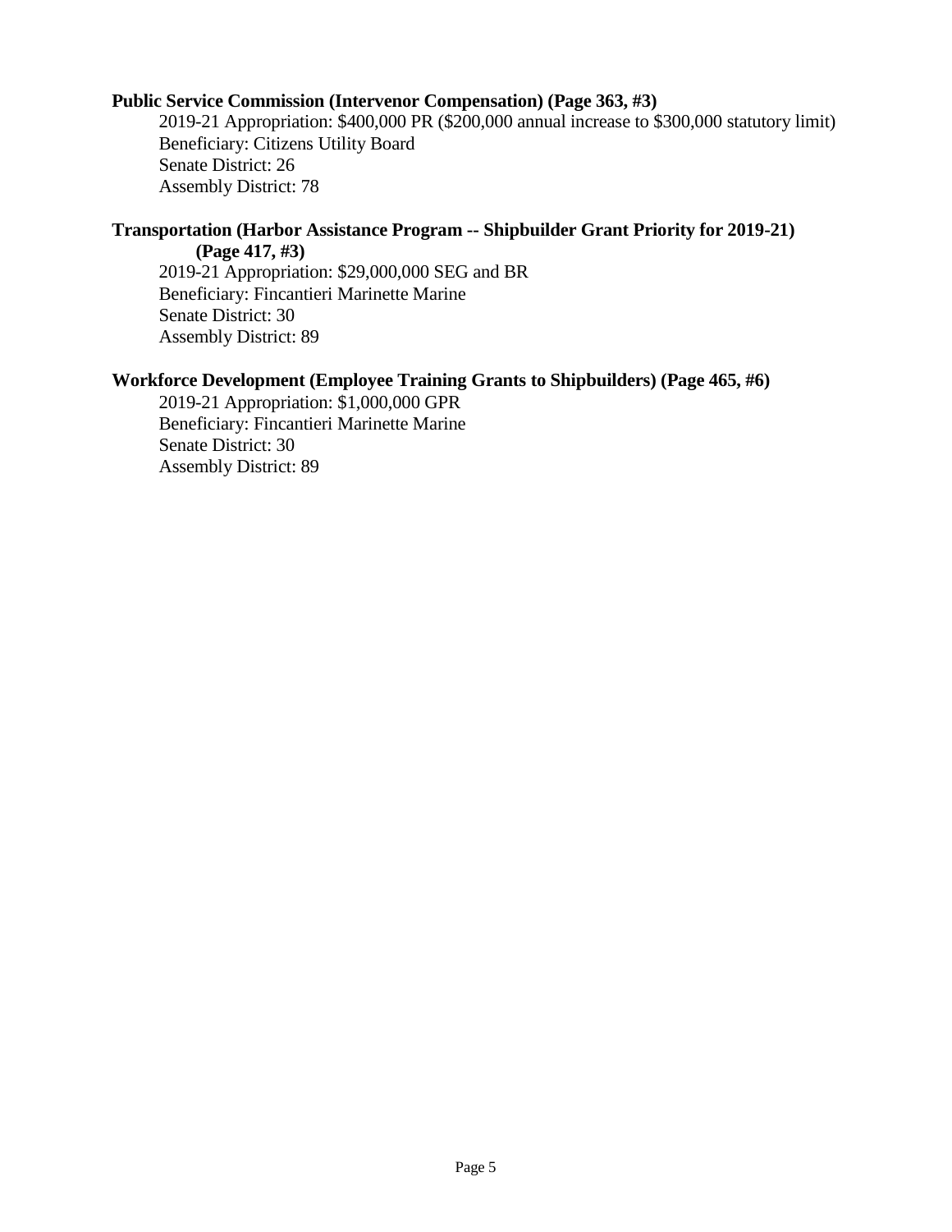**Public Service Commission (Intervenor Compensation) (Page 363, #3)**

2019-21 Appropriation: $400,000 PR ($200,000 annual increase to $300,000 statutory limit)
Beneficiary: Citizens Utility Board
Senate District: 26
Assembly District: 78

**Transportation (Harbor Assistance Program -- Shipbuilder Grant Priority for 2019-21) (Page 417, #3)**

2019-21 Appropriation: $29,000,000 SEG and BR
Beneficiary: Fincantieri Marinette Marine
Senate District: 30
Assembly District: 89

**Workforce Development (Employee Training Grants to Shipbuilders) (Page 465, #6)**

2019-21 Appropriation: $1,000,000 GPR
Beneficiary: Fincantieri Marinette Marine
Senate District: 30
Assembly District: 89